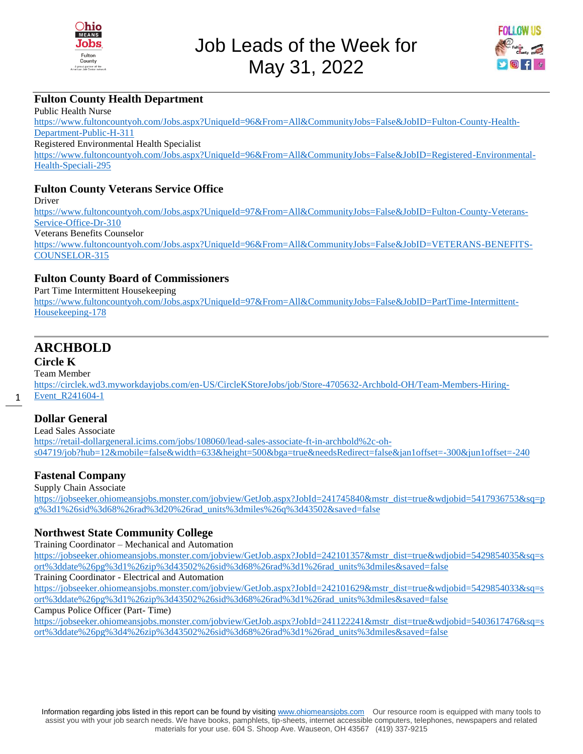# Job Leads of the Week for May 31, 2022

## Fulton County Health Department

Public Health Nurse
https://www.fultoncountyoh.com/Jobs.aspx?UniqueId=96&From=All&CommunityJobs=False&JobID=Fulton-County-Health-Department-Public-H-311

Registered Environmental Health Specialist
https://www.fultoncountyoh.com/Jobs.aspx?UniqueId=96&From=All&CommunityJobs=False&JobID=Registered-Environmental-Health-Speciali-295

## Fulton County Veterans Service Office

Driver
https://www.fultoncountyoh.com/Jobs.aspx?UniqueId=97&From=All&CommunityJobs=False&JobID=Fulton-County-Veterans-Service-Office-Dr-310

Veterans Benefits Counselor
https://www.fultoncountyoh.com/Jobs.aspx?UniqueId=96&From=All&CommunityJobs=False&JobID=VETERANS-BENEFITS-COUNSELOR-315

## Fulton County Board of Commissioners

Part Time Intermittent Housekeeping
https://www.fultoncountyoh.com/Jobs.aspx?UniqueId=97&From=All&CommunityJobs=False&JobID=PartTime-Intermittent-Housekeeping-178

---

# ARCHBOLD

## Circle K

Team Member
https://circlek.wd3.myworkdayjobs.com/en-US/CircleKStoreJobs/job/Store-4705632-Archbold-OH/Team-Members-Hiring-Event_R241604-1

## Dollar General

Lead Sales Associate
https://retail-dollargeneral.icims.com/jobs/108060/lead-sales-associate-ft-in-archbold%2c-oh-s04719/job?hub=12&mobile=false&width=633&height=500&bga=true&needsRedirect=false&jan1offset=-300&jun1offset=-240

## Fastenal Company

Supply Chain Associate
https://jobseeker.ohiomeansjobs.monster.com/jobview/GetJob.aspx?JobId=241745840&mstr_dist=true&wdjobid=5417936753&sq=pg%3d1%26sid%3d68%26rad%3d20%26rad_units%3dmiles%26q%3d43502&saved=false

## Northwest State Community College

Training Coordinator – Mechanical and Automation
https://jobseeker.ohiomeansjobs.monster.com/jobview/GetJob.aspx?JobId=242101357&mstr_dist=true&wdjobid=5429854035&sq=sort%3ddate%26pg%3d1%26zip%3d43502%26sid%3d68%26rad%3d1%26rad_units%3dmiles&saved=false

Training Coordinator - Electrical and Automation
https://jobseeker.ohiomeansjobs.monster.com/jobview/GetJob.aspx?JobId=242101629&mstr_dist=true&wdjobid=5429854033&sq=sort%3ddate%26pg%3d1%26zip%3d43502%26sid%3d68%26rad%3d1%26rad_units%3dmiles&saved=false

Campus Police Officer (Part- Time)
https://jobseeker.ohiomeansjobs.monster.com/jobview/GetJob.aspx?JobId=241122241&mstr_dist=true&wdjobid=5403617476&sq=sort%3ddate%26pg%3d4%26zip%3d43502%26sid%3d68%26rad%3d1%26rad_units%3dmiles&saved=false

Information regarding jobs listed in this report can be found by visiting www.ohiomeansjobs.com Our resource room is equipped with many tools to assist you with your job search needs. We have books, pamphlets, tip-sheets, internet accessible computers, telephones, newspapers and related materials for your use. 604 S. Shoop Ave. Wauseon, OH 43567 (419) 337-9215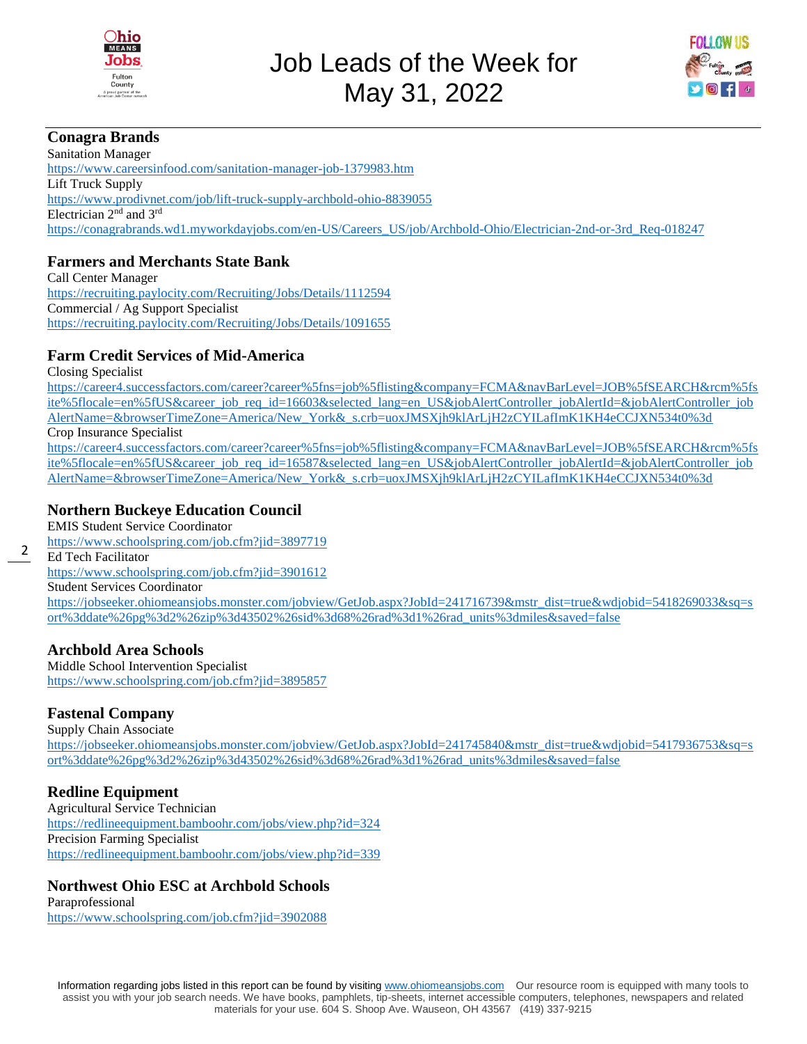# Job Leads of the Week for May 31, 2022

## Conagra Brands

Sanitation Manager
https://www.careersinfood.com/sanitation-manager-job-1379983.htm
Lift Truck Supply
https://www.prodivnet.com/job/lift-truck-supply-archbold-ohio-8839055
Electrician 2nd and 3rd
https://conagrabrands.wd1.myworkdayjobs.com/en-US/Careers_US/job/Archbold-Ohio/Electrician-2nd-or-3rd_Req-018247

## Farmers and Merchants State Bank

Call Center Manager
https://recruiting.paylocity.com/Recruiting/Jobs/Details/1112594
Commercial / Ag Support Specialist
https://recruiting.paylocity.com/Recruiting/Jobs/Details/1091655

## Farm Credit Services of Mid-America

Closing Specialist
https://career4.successfactors.com/career?career%5fns=job%5flisting&company=FCMA&navBarLevel=JOB%5fSEARCH&rcm%5fsite%5flocale=en%5fUS&career_job_req_id=16603&selected_lang=en_US&jobAlertController_jobAlertId=&jobAlertController_jobAlertName=&browserTimeZone=America/New_York&_s.crb=uoxJMSXjh9klArLjH2zCYILafImK1KH4eCCJXN534t0%3d
Crop Insurance Specialist
https://career4.successfactors.com/career?career%5fns=job%5flisting&company=FCMA&navBarLevel=JOB%5fSEARCH&rcm%5fsite%5flocale=en%5fUS&career_job_req_id=16587&selected_lang=en_US&jobAlertController_jobAlertId=&jobAlertController_jobAlertName=&browserTimeZone=America/New_York&_s.crb=uoxJMSXjh9klArLjH2zCYILafImK1KH4eCCJXN534t0%3d

## Northern Buckeye Education Council

EMIS Student Service Coordinator
https://www.schoolspring.com/job.cfm?jid=3897719
Ed Tech Facilitator
https://www.schoolspring.com/job.cfm?jid=3901612
Student Services Coordinator
https://jobseeker.ohiomeansjobs.monster.com/jobview/GetJob.aspx?JobId=241716739&mstr_dist=true&wdjobid=5418269033&sq=sort%3ddate%26pg%3d2%26zip%3d43502%26sid%3d68%26rad%3d1%26rad_units%3dmiles&saved=false

## Archbold Area Schools

Middle School Intervention Specialist
https://www.schoolspring.com/job.cfm?jid=3895857

## Fastenal Company

Supply Chain Associate
https://jobseeker.ohiomeansjobs.monster.com/jobview/GetJob.aspx?JobId=241745840&mstr_dist=true&wdjobid=5417936753&sq=sort%3ddate%26pg%3d2%26zip%3d43502%26sid%3d68%26rad%3d1%26rad_units%3dmiles&saved=false

## Redline Equipment

Agricultural Service Technician
https://redlineequipment.bamboohr.com/jobs/view.php?id=324
Precision Farming Specialist
https://redlineequipment.bamboohr.com/jobs/view.php?id=339

## Northwest Ohio ESC at Archbold Schools

Paraprofessional
https://www.schoolspring.com/job.cfm?jid=3902088

Information regarding jobs listed in this report can be found by visiting www.ohiomeansjobs.com Our resource room is equipped with many tools to assist you with your job search needs. We have books, pamphlets, tip-sheets, internet accessible computers, telephones, newspapers and related materials for your use. 604 S. Shoop Ave. Wauseon, OH 43567 (419) 337-9215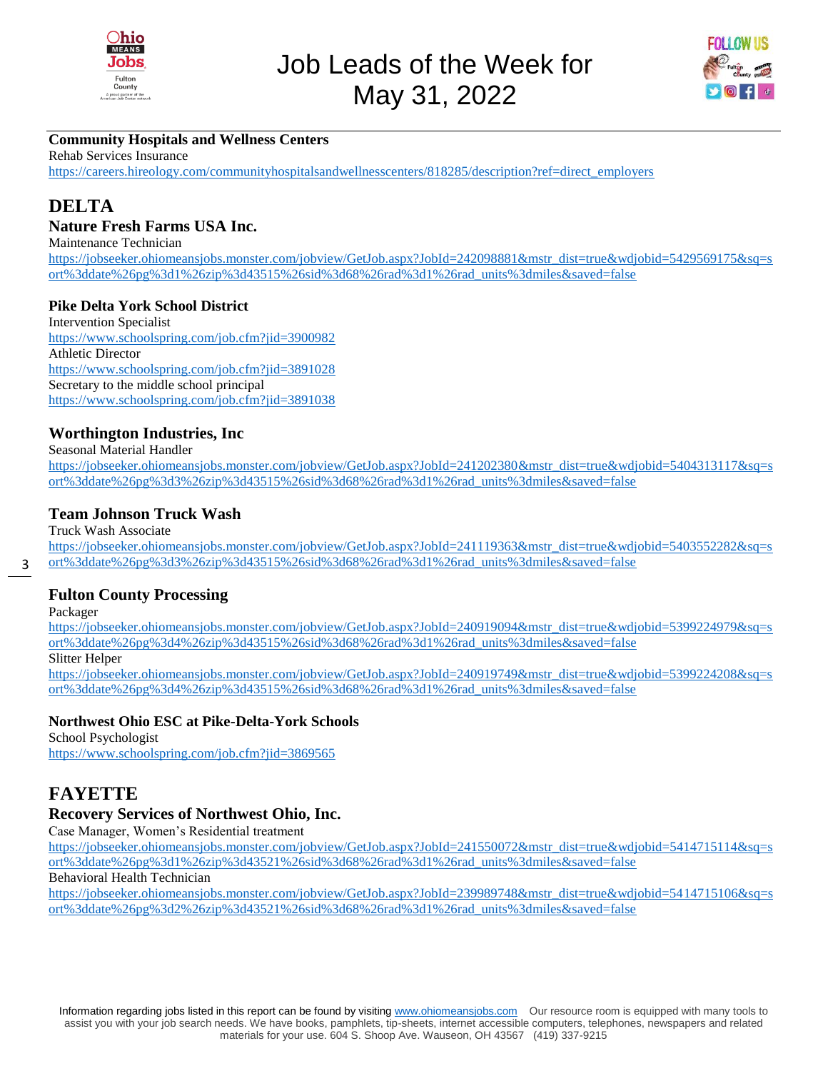**Community Hospitals and Wellness Centers**

Rehab Services Insurance

https://careers.hireology.com/communityhospitalsandwellnesscenters/818285/description?ref=direct_employers

# DELTA

## Nature Fresh Farms USA Inc.

Maintenance Technician

https://jobseeker.ohiomeansjobs.monster.com/jobview/GetJob.aspx?JobId=242098881&mstr_dist=true&wdjobid=5429569175&sq=sort%3ddate%26pg%3d1%26zip%3d43515%26sid%3d68%26rad%3d1%26rad_units%3dmiles&saved=false

### Pike Delta York School District

Intervention Specialist

https://www.schoolspring.com/job.cfm?jid=3900982

Athletic Director

https://www.schoolspring.com/job.cfm?jid=3891028

Secretary to the middle school principal

https://www.schoolspring.com/job.cfm?jid=3891038

## Worthington Industries, Inc

Seasonal Material Handler

https://jobseeker.ohiomeansjobs.monster.com/jobview/GetJob.aspx?JobId=241202380&mstr_dist=true&wdjobid=5404313117&sq=sort%3ddate%26pg%3d3%26zip%3d43515%26sid%3d68%26rad%3d1%26rad_units%3dmiles&saved=false

## Team Johnson Truck Wash

Truck Wash Associate

https://jobseeker.ohiomeansjobs.monster.com/jobview/GetJob.aspx?JobId=241119363&mstr_dist=true&wdjobid=5403552282&sq=sort%3ddate%26pg%3d3%26zip%3d43515%26sid%3d68%26rad%3d1%26rad_units%3dmiles&saved=false

## Fulton County Processing

Packager

https://jobseeker.ohiomeansjobs.monster.com/jobview/GetJob.aspx?JobId=240919094&mstr_dist=true&wdjobid=5399224979&sq=sort%3ddate%26pg%3d4%26zip%3d43515%26sid%3d68%26rad%3d1%26rad_units%3dmiles&saved=false

Slitter Helper

https://jobseeker.ohiomeansjobs.monster.com/jobview/GetJob.aspx?JobId=240919749&mstr_dist=true&wdjobid=5399224208&sq=sort%3ddate%26pg%3d4%26zip%3d43515%26sid%3d68%26rad%3d1%26rad_units%3dmiles&saved=false

### Northwest Ohio ESC at Pike-Delta-York Schools

School Psychologist

https://www.schoolspring.com/job.cfm?jid=3869565

# FAYETTE

## Recovery Services of Northwest Ohio, Inc.

Case Manager, Women's Residential treatment

https://jobseeker.ohiomeansjobs.monster.com/jobview/GetJob.aspx?JobId=241550072&mstr_dist=true&wdjobid=5414715114&sq=sort%3ddate%26pg%3d1%26zip%3d43521%26sid%3d68%26rad%3d1%26rad_units%3dmiles&saved=false

Behavioral Health Technician

https://jobseeker.ohiomeansjobs.monster.com/jobview/GetJob.aspx?JobId=239989748&mstr_dist=true&wdjobid=5414715106&sq=sort%3ddate%26pg%3d2%26zip%3d43521%26sid%3d68%26rad%3d1%26rad_units%3dmiles&saved=false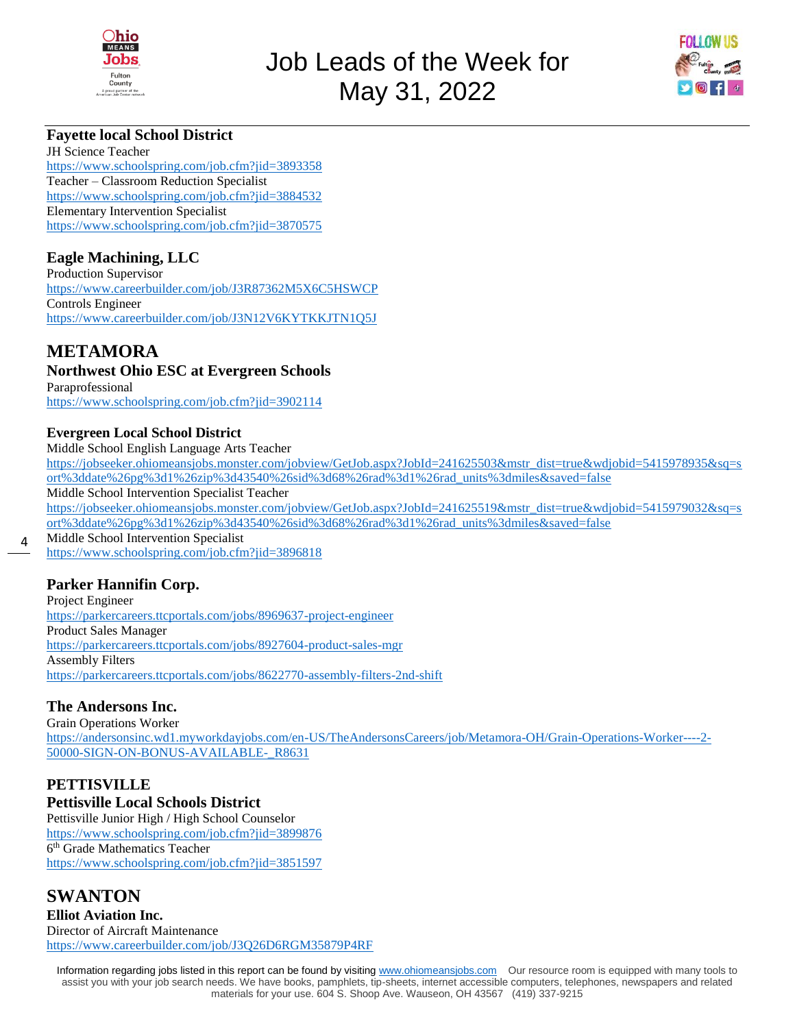# Job Leads of the Week for May 31, 2022

### Fayette local School District

JH Science Teacher
https://www.schoolspring.com/job.cfm?jid=3893358
Teacher – Classroom Reduction Specialist
https://www.schoolspring.com/job.cfm?jid=3884532
Elementary Intervention Specialist
https://www.schoolspring.com/job.cfm?jid=3870575

### Eagle Machining, LLC

Production Supervisor
https://www.careerbuilder.com/job/J3R87362M5X6C5HSWCP
Controls Engineer
https://www.careerbuilder.com/job/J3N12V6KYTKKJTN1Q5J

## METAMORA

### Northwest Ohio ESC at Evergreen Schools

Paraprofessional
https://www.schoolspring.com/job.cfm?jid=3902114

### Evergreen Local School District

Middle School English Language Arts Teacher
https://jobseeker.ohiomeansjobs.monster.com/jobview/GetJob.aspx?JobId=241625503&mstr_dist=true&wdjobid=5415978935&sq=sort%3ddate%26pg%3d1%26zip%3d43540%26sid%3d68%26rad%3d1%26rad_units%3dmiles&saved=false
Middle School Intervention Specialist Teacher
https://jobseeker.ohiomeansjobs.monster.com/jobview/GetJob.aspx?JobId=241625519&mstr_dist=true&wdjobid=5415979032&sq=sort%3ddate%26pg%3d1%26zip%3d43540%26sid%3d68%26rad%3d1%26rad_units%3dmiles&saved=false
Middle School Intervention Specialist
https://www.schoolspring.com/job.cfm?jid=3896818

### Parker Hannifin Corp.

Project Engineer
https://parkercareers.ttcportals.com/jobs/8969637-project-engineer
Product Sales Manager
https://parkercareers.ttcportals.com/jobs/8927604-product-sales-mgr
Assembly Filters
https://parkercareers.ttcportals.com/jobs/8622770-assembly-filters-2nd-shift

### The Andersons Inc.

Grain Operations Worker
https://andersonsinc.wd1.myworkdayjobs.com/en-US/TheAndersonsCareers/job/Metamora-OH/Grain-Operations-Worker----2-50000-SIGN-ON-BONUS-AVAILABLE-_R8631

## PETTISVILLE

### Pettisville Local Schools District

Pettisville Junior High / High School Counselor
https://www.schoolspring.com/job.cfm?jid=3899876
6th Grade Mathematics Teacher
https://www.schoolspring.com/job.cfm?jid=3851597

## SWANTON

### Elliot Aviation Inc.

Director of Aircraft Maintenance
https://www.careerbuilder.com/job/J3Q26D6RGM35879P4RF

Information regarding jobs listed in this report can be found by visiting www.ohiomeansjobs.com Our resource room is equipped with many tools to assist you with your job search needs. We have books, pamphlets, tip-sheets, internet accessible computers, telephones, newspapers and related materials for your use. 604 S. Shoop Ave. Wauseon, OH 43567 (419) 337-9215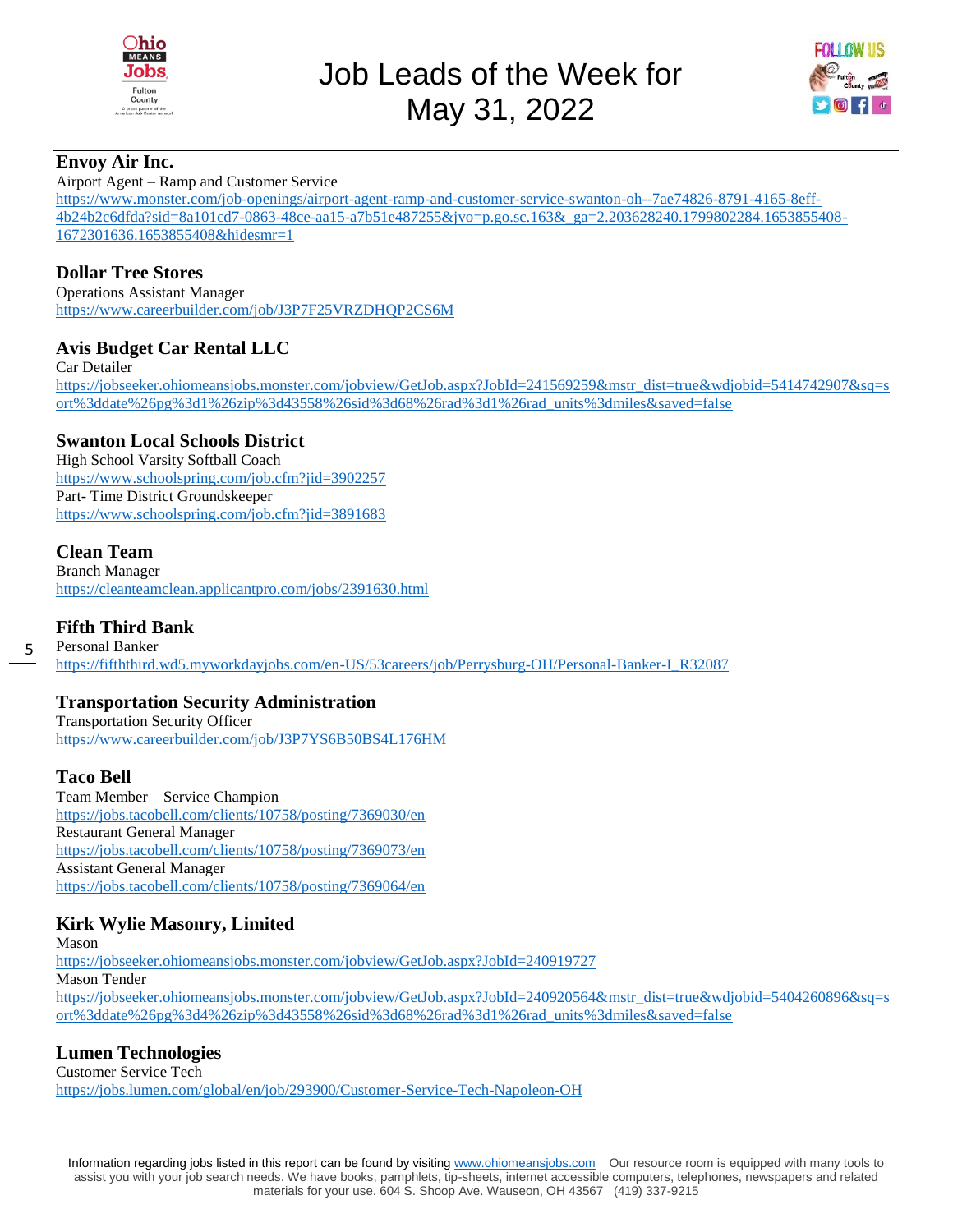# Job Leads of the Week for May 31, 2022

## Envoy Air Inc.

Airport Agent – Ramp and Customer Service
https://www.monster.com/job-openings/airport-agent-ramp-and-customer-service-swanton-oh--7ae74826-8791-4165-8eff-4b24b2c6dfda?sid=8a101cd7-0863-48ce-aa15-a7b51e487255&jvo=p.go.sc.163&_ga=2.203628240.1799802284.1653855408-1672301636.1653855408&hidesmr=1

## Dollar Tree Stores

Operations Assistant Manager
https://www.careerbuilder.com/job/J3P7F25VRZDHQP2CS6M

## Avis Budget Car Rental LLC

Car Detailer
https://jobseeker.ohiomeansjobs.monster.com/jobview/GetJob.aspx?JobId=241569259&mstr_dist=true&wdjobid=5414742907&sq=sort%3ddate%26pg%3d1%26zip%3d43558%26sid%3d68%26rad%3d1%26rad_units%3dmiles&saved=false

## Swanton Local Schools District

High School Varsity Softball Coach
https://www.schoolspring.com/job.cfm?jid=3902257

Part- Time District Groundskeeper
https://www.schoolspring.com/job.cfm?jid=3891683

## Clean Team

Branch Manager
https://cleanteamclean.applicantpro.com/jobs/2391630.html

## Fifth Third Bank

Personal Banker
https://fifththird.wd5.myworkdayjobs.com/en-US/53careers/job/Perrysburg-OH/Personal-Banker-I_R32087

## Transportation Security Administration

Transportation Security Officer
https://www.careerbuilder.com/job/J3P7YS6B50BS4L176HM

## Taco Bell

Team Member – Service Champion
https://jobs.tacobell.com/clients/10758/posting/7369030/en

Restaurant General Manager
https://jobs.tacobell.com/clients/10758/posting/7369073/en

Assistant General Manager
https://jobs.tacobell.com/clients/10758/posting/7369064/en

## Kirk Wylie Masonry, Limited

Mason
https://jobseeker.ohiomeansjobs.monster.com/jobview/GetJob.aspx?JobId=240919727

Mason Tender
https://jobseeker.ohiomeansjobs.monster.com/jobview/GetJob.aspx?JobId=240920564&mstr_dist=true&wdjobid=5404260896&sq=sort%3ddate%26pg%3d4%26zip%3d43558%26sid%3d68%26rad%3d1%26rad_units%3dmiles&saved=false

## Lumen Technologies

Customer Service Tech
https://jobs.lumen.com/global/en/job/293900/Customer-Service-Tech-Napoleon-OH

Information regarding jobs listed in this report can be found by visiting www.ohiomeansjobs.com Our resource room is equipped with many tools to assist you with your job search needs. We have books, pamphlets, tip-sheets, internet accessible computers, telephones, newspapers and related materials for your use. 604 S. Shoop Ave. Wauseon, OH 43567 (419) 337-9215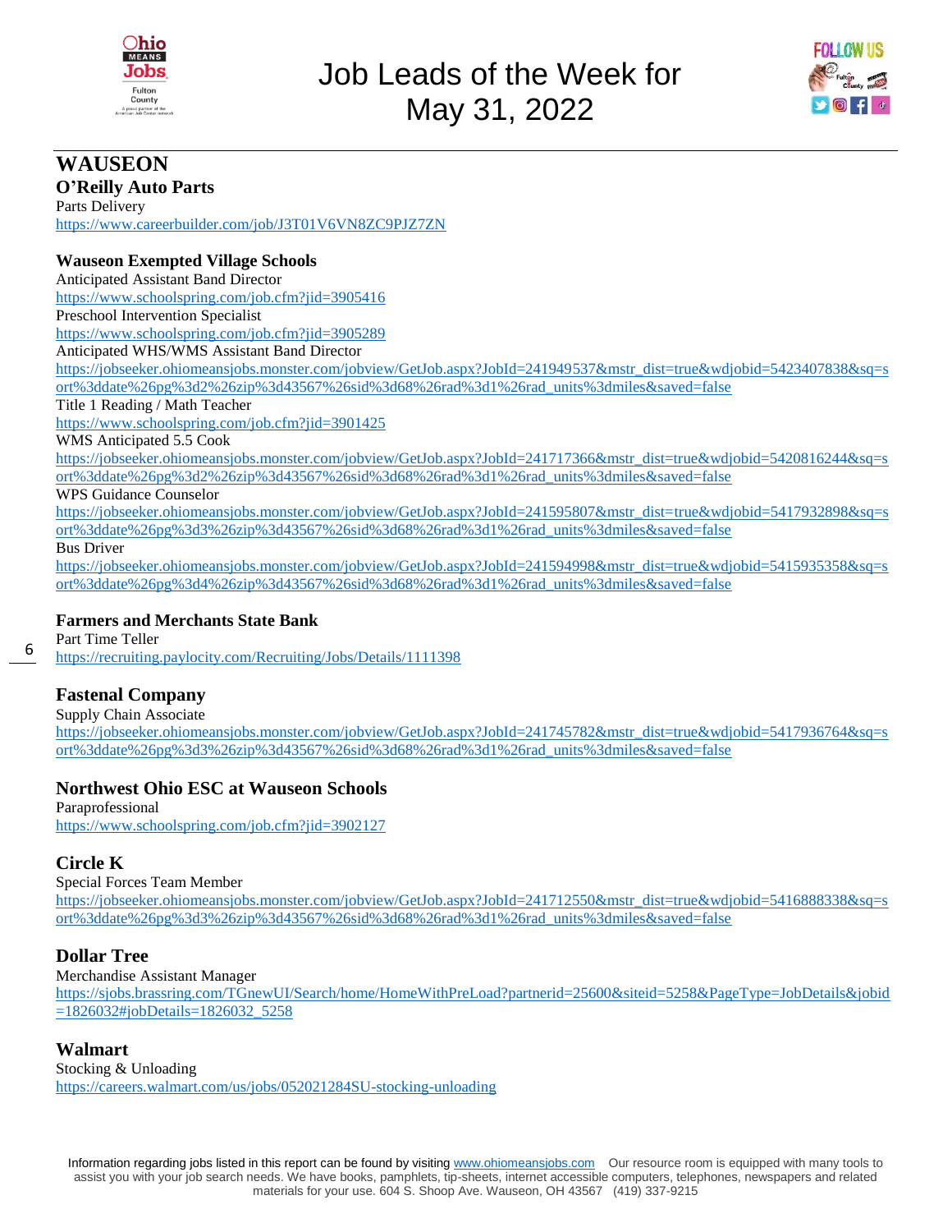# Job Leads of the Week for May 31, 2022

## WAUSEON

### O'Reilly Auto Parts

Parts Delivery
https://www.careerbuilder.com/job/J3T01V6VN8ZC9PJZ7ZN

### Wauseon Exempted Village Schools

Anticipated Assistant Band Director
https://www.schoolspring.com/job.cfm?jid=3905416
Preschool Intervention Specialist
https://www.schoolspring.com/job.cfm?jid=3905289
Anticipated WHS/WMS Assistant Band Director
https://jobseeker.ohiomeansjobs.monster.com/jobview/GetJob.aspx?JobId=241949537&mstr_dist=true&wdjobid=5423407838&sq=sort%3ddate%26pg%3d2%26zip%3d43567%26sid%3d68%26rad%3d1%26rad_units%3dmiles&saved=false
Title 1 Reading / Math Teacher
https://www.schoolspring.com/job.cfm?jid=3901425
WMS Anticipated 5.5 Cook
https://jobseeker.ohiomeansjobs.monster.com/jobview/GetJob.aspx?JobId=241717366&mstr_dist=true&wdjobid=5420816244&sq=sort%3ddate%26pg%3d2%26zip%3d43567%26sid%3d68%26rad%3d1%26rad_units%3dmiles&saved=false
WPS Guidance Counselor
https://jobseeker.ohiomeansjobs.monster.com/jobview/GetJob.aspx?JobId=241595807&mstr_dist=true&wdjobid=5417932898&sq=sort%3ddate%26pg%3d3%26zip%3d43567%26sid%3d68%26rad%3d1%26rad_units%3dmiles&saved=false
Bus Driver
https://jobseeker.ohiomeansjobs.monster.com/jobview/GetJob.aspx?JobId=241594998&mstr_dist=true&wdjobid=5415935358&sq=sort%3ddate%26pg%3d4%26zip%3d43567%26sid%3d68%26rad%3d1%26rad_units%3dmiles&saved=false

### Farmers and Merchants State Bank

Part Time Teller
https://recruiting.paylocity.com/Recruiting/Jobs/Details/1111398

### Fastenal Company

Supply Chain Associate
https://jobseeker.ohiomeansjobs.monster.com/jobview/GetJob.aspx?JobId=241745782&mstr_dist=true&wdjobid=5417936764&sq=sort%3ddate%26pg%3d3%26zip%3d43567%26sid%3d68%26rad%3d1%26rad_units%3dmiles&saved=false

### Northwest Ohio ESC at Wauseon Schools

Paraprofessional
https://www.schoolspring.com/job.cfm?jid=3902127

### Circle K

Special Forces Team Member
https://jobseeker.ohiomeansjobs.monster.com/jobview/GetJob.aspx?JobId=241712550&mstr_dist=true&wdjobid=5416888338&sq=sort%3ddate%26pg%3d3%26zip%3d43567%26sid%3d68%26rad%3d1%26rad_units%3dmiles&saved=false

### Dollar Tree

Merchandise Assistant Manager
https://sjobs.brassring.com/TGnewUI/Search/home/HomeWithPreLoad?partnerid=25600&siteid=5258&PageType=JobDetails&jobid=1826032#jobDetails=1826032_5258

### Walmart

Stocking & Unloading
https://careers.walmart.com/us/jobs/052021284SU-stocking-unloading

Information regarding jobs listed in this report can be found by visiting www.ohiomeansjobs.com Our resource room is equipped with many tools to assist you with your job search needs. We have books, pamphlets, tip-sheets, internet accessible computers, telephones, newspapers and related materials for your use. 604 S. Shoop Ave. Wauseon, OH 43567 (419) 337-9215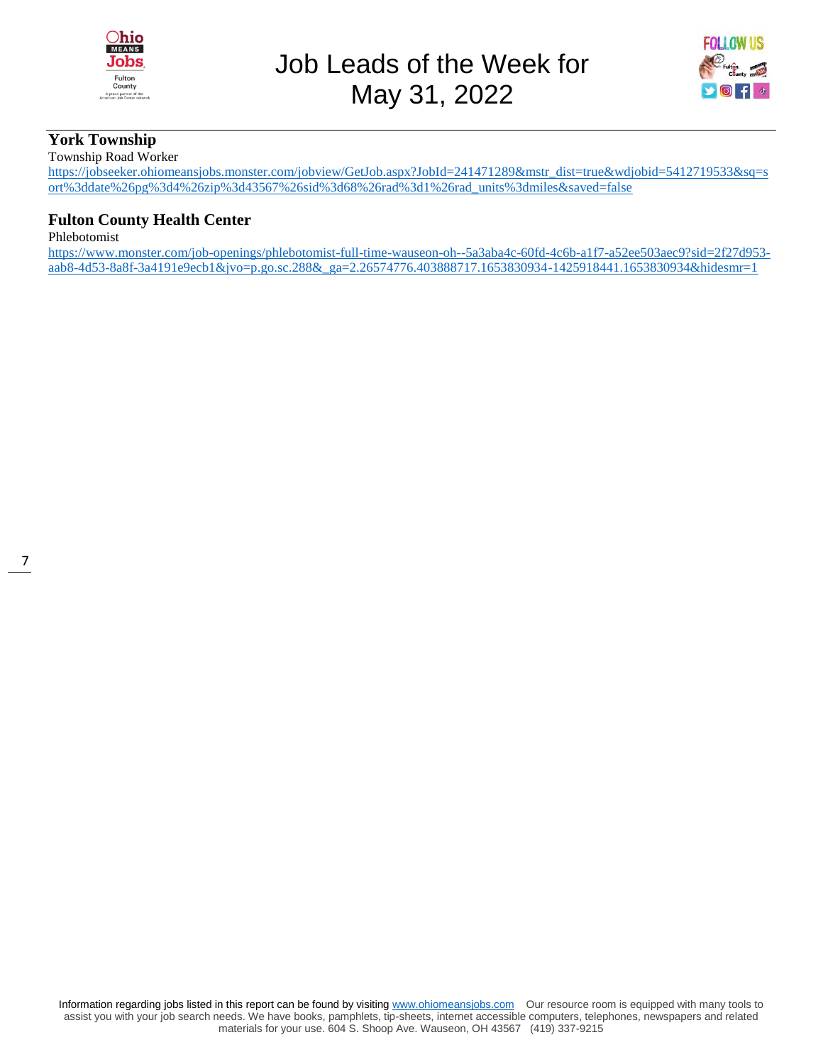## York Township

Township Road Worker

https://jobseeker.ohiomeansjobs.monster.com/jobview/GetJob.aspx?JobId=241471289&mstr_dist=true&wdjobid=5412719533&sq=sort%3ddate%26pg%3d4%26zip%3d43567%26sid%3d68%26rad%3d1%26rad_units%3dmiles&saved=false

## Fulton County Health Center

Phlebotomist

https://www.monster.com/job-openings/phlebotomist-full-time-wauseon-oh--5a3aba4c-60fd-4c6b-a1f7-a52ee503aec9?sid=2f27d953-aab8-4d53-8a8f-3a4191e9ecb1&jvo=p.go.sc.288&_ga=2.26574776.403888717.1653830934-1425918441.1653830934&hidesmr=1